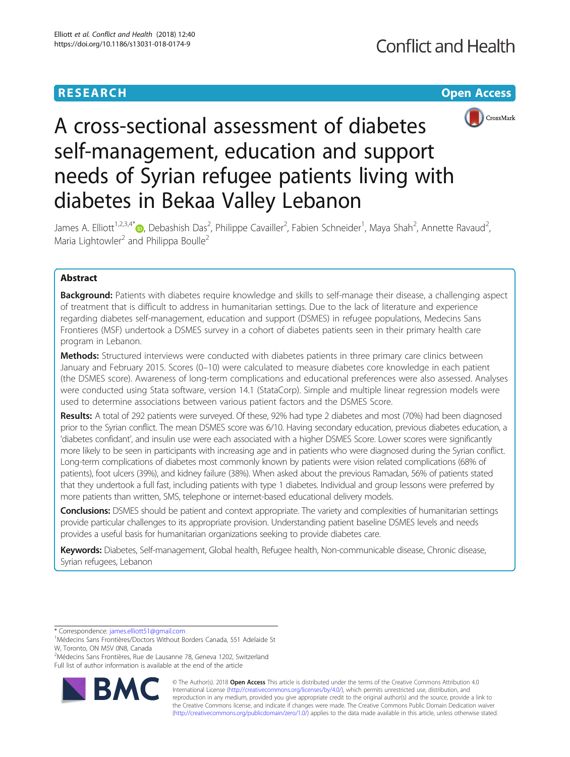RESEARCH

Open Access

# A cross-sectional assessment of diabetes self-management, education and support needs of Syrian refugee patients living with diabetes in Bekaa Valley Lebanon

James A. Elliott[1,2,3,4*], Debashish Das[2], Philippe Cavailler[2], Fabien Schneider[1], Maya Shah[2], Annette Ravaud[2], Maria Lightowler[2] and Philippa Boulle[2]

## Abstract

**Background:** Patients with diabetes require knowledge and skills to self-manage their disease, a challenging aspect of treatment that is difficult to address in humanitarian settings. Due to the lack of literature and experience regarding diabetes self-management, education and support (DSMES) in refugee populations, Medecins Sans Frontieres (MSF) undertook a DSMES survey in a cohort of diabetes patients seen in their primary health care program in Lebanon.

**Methods:** Structured interviews were conducted with diabetes patients in three primary care clinics between January and February 2015. Scores (0–10) were calculated to measure diabetes core knowledge in each patient (the DSMES score). Awareness of long-term complications and educational preferences were also assessed. Analyses were conducted using Stata software, version 14.1 (StataCorp). Simple and multiple linear regression models were used to determine associations between various patient factors and the DSMES Score.

**Results:** A total of 292 patients were surveyed. Of these, 92% had type 2 diabetes and most (70%) had been diagnosed prior to the Syrian conflict. The mean DSMES score was 6/10. Having secondary education, previous diabetes education, a 'diabetes confidant', and insulin use were each associated with a higher DSMES Score. Lower scores were significantly more likely to be seen in participants with increasing age and in patients who were diagnosed during the Syrian conflict. Long-term complications of diabetes most commonly known by patients were vision related complications (68% of patients), foot ulcers (39%), and kidney failure (38%). When asked about the previous Ramadan, 56% of patients stated that they undertook a full fast, including patients with type 1 diabetes. Individual and group lessons were preferred by more patients than written, SMS, telephone or internet-based educational delivery models.

**Conclusions:** DSMES should be patient and context appropriate. The variety and complexities of humanitarian settings provide particular challenges to its appropriate provision. Understanding patient baseline DSMES levels and needs provides a useful basis for humanitarian organizations seeking to provide diabetes care.

**Keywords:** Diabetes, Self-management, Global health, Refugee health, Non-communicable disease, Chronic disease, Syrian refugees, Lebanon

* Correspondence: james.elliott51@gmail.com
[1]Médecins Sans Frontières/Doctors Without Borders Canada, 551 Adelaide St W, Toronto, ON M5V 0N8, Canada
[2]Médecins Sans Frontières, Rue de Lausanne 78, Geneva 1202, Switzerland
Full list of author information is available at the end of the article

© The Author(s). 2018 **Open Access** This article is distributed under the terms of the Creative Commons Attribution 4.0 International License (http://creativecommons.org/licenses/by/4.0/), which permits unrestricted use, distribution, and reproduction in any medium, provided you give appropriate credit to the original author(s) and the source, provide a link to the Creative Commons license, and indicate if changes were made. The Creative Commons Public Domain Dedication waiver (http://creativecommons.org/publicdomain/zero/1.0/) applies to the data made available in this article, unless otherwise stated.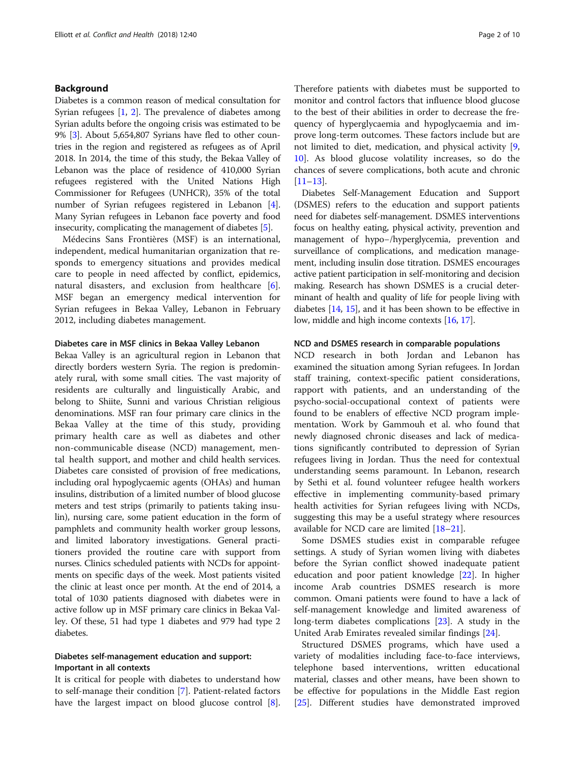## Background

Diabetes is a common reason of medical consultation for Syrian refugees [1, 2]. The prevalence of diabetes among Syrian adults before the ongoing crisis was estimated to be 9% [3]. About 5,654,807 Syrians have fled to other countries in the region and registered as refugees as of April 2018. In 2014, the time of this study, the Bekaa Valley of Lebanon was the place of residence of 410,000 Syrian refugees registered with the United Nations High Commissioner for Refugees (UNHCR), 35% of the total number of Syrian refugees registered in Lebanon [4]. Many Syrian refugees in Lebanon face poverty and food insecurity, complicating the management of diabetes [5].

Médecins Sans Frontières (MSF) is an international, independent, medical humanitarian organization that responds to emergency situations and provides medical care to people in need affected by conflict, epidemics, natural disasters, and exclusion from healthcare [6]. MSF began an emergency medical intervention for Syrian refugees in Bekaa Valley, Lebanon in February 2012, including diabetes management.

### Diabetes care in MSF clinics in Bekaa Valley Lebanon

Bekaa Valley is an agricultural region in Lebanon that directly borders western Syria. The region is predominately rural, with some small cities. The vast majority of residents are culturally and linguistically Arabic, and belong to Shiite, Sunni and various Christian religious denominations. MSF ran four primary care clinics in the Bekaa Valley at the time of this study, providing primary health care as well as diabetes and other non-communicable disease (NCD) management, mental health support, and mother and child health services. Diabetes care consisted of provision of free medications, including oral hypoglycaemic agents (OHAs) and human insulins, distribution of a limited number of blood glucose meters and test strips (primarily to patients taking insulin), nursing care, some patient education in the form of pamphlets and community health worker group lessons, and limited laboratory investigations. General practitioners provided the routine care with support from nurses. Clinics scheduled patients with NCDs for appointments on specific days of the week. Most patients visited the clinic at least once per month. At the end of 2014, a total of 1030 patients diagnosed with diabetes were in active follow up in MSF primary care clinics in Bekaa Valley. Of these, 51 had type 1 diabetes and 979 had type 2 diabetes.

### Diabetes self-management education and support: Important in all contexts

It is critical for people with diabetes to understand how to self-manage their condition [7]. Patient-related factors have the largest impact on blood glucose control [8]. Therefore patients with diabetes must be supported to monitor and control factors that influence blood glucose to the best of their abilities in order to decrease the frequency of hyperglycaemia and hypoglycaemia and improve long-term outcomes. These factors include but are not limited to diet, medication, and physical activity [9, 10]. As blood glucose volatility increases, so do the chances of severe complications, both acute and chronic [11–13].

Diabetes Self-Management Education and Support (DSMES) refers to the education and support patients need for diabetes self-management. DSMES interventions focus on healthy eating, physical activity, prevention and management of hypo−/hyperglycemia, prevention and surveillance of complications, and medication management, including insulin dose titration. DSMES encourages active patient participation in self-monitoring and decision making. Research has shown DSMES is a crucial determinant of health and quality of life for people living with diabetes [14, 15], and it has been shown to be effective in low, middle and high income contexts [16, 17].

### NCD and DSMES research in comparable populations

NCD research in both Jordan and Lebanon has examined the situation among Syrian refugees. In Jordan staff training, context-specific patient considerations, rapport with patients, and an understanding of the psycho-social-occupational context of patients were found to be enablers of effective NCD program implementation. Work by Gammouh et al. who found that newly diagnosed chronic diseases and lack of medications significantly contributed to depression of Syrian refugees living in Jordan. Thus the need for contextual understanding seems paramount. In Lebanon, research by Sethi et al. found volunteer refugee health workers effective in implementing community-based primary health activities for Syrian refugees living with NCDs, suggesting this may be a useful strategy where resources available for NCD care are limited [18–21].

Some DSMES studies exist in comparable refugee settings. A study of Syrian women living with diabetes before the Syrian conflict showed inadequate patient education and poor patient knowledge [22]. In higher income Arab countries DSMES research is more common. Omani patients were found to have a lack of self-management knowledge and limited awareness of long-term diabetes complications [23]. A study in the United Arab Emirates revealed similar findings [24].

Structured DSMES programs, which have used a variety of modalities including face-to-face interviews, telephone based interventions, written educational material, classes and other means, have been shown to be effective for populations in the Middle East region [25]. Different studies have demonstrated improved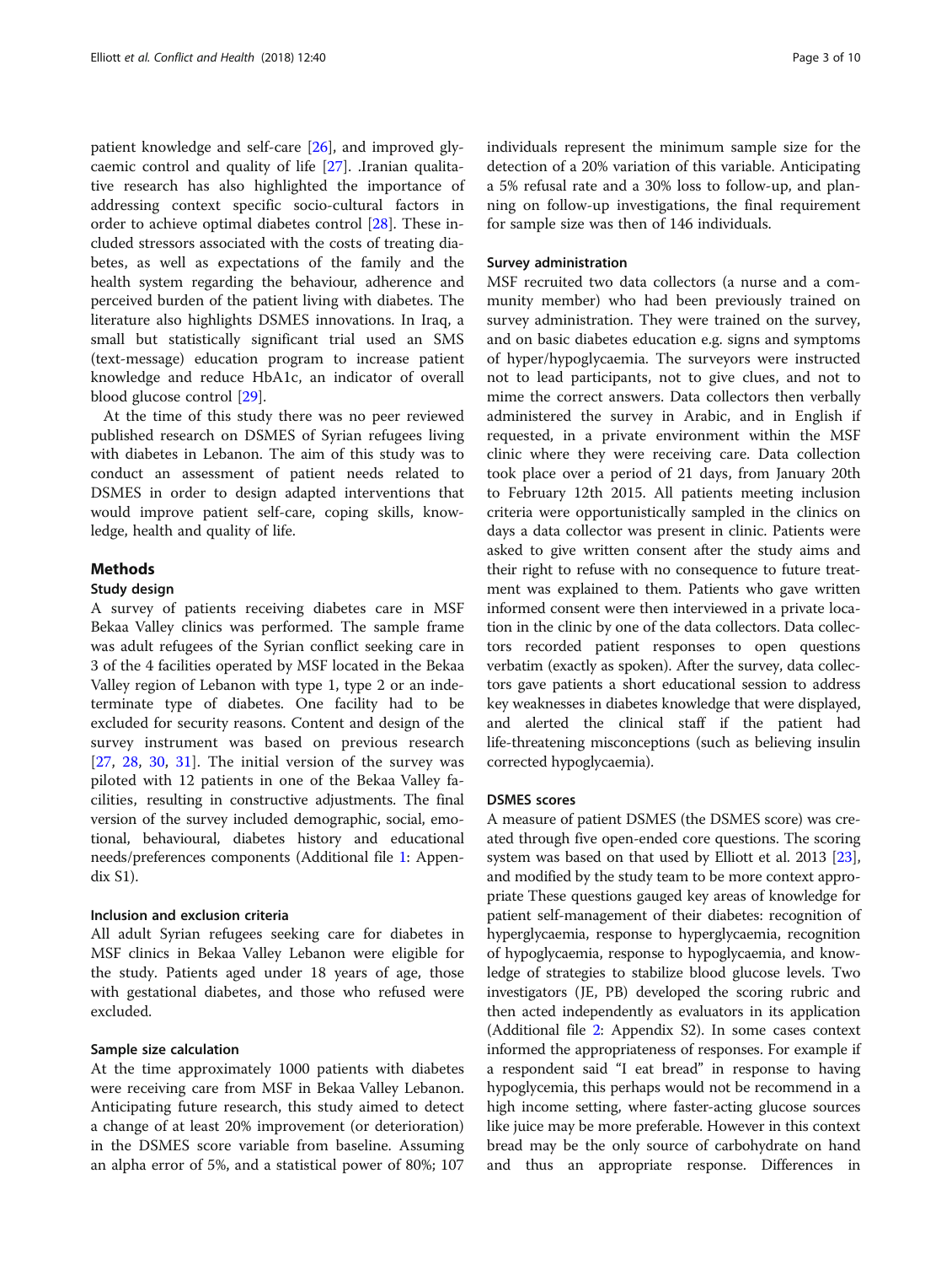patient knowledge and self-care [26], and improved glycaemic control and quality of life [27]. .Iranian qualitative research has also highlighted the importance of addressing context specific socio-cultural factors in order to achieve optimal diabetes control [28]. These included stressors associated with the costs of treating diabetes, as well as expectations of the family and the health system regarding the behaviour, adherence and perceived burden of the patient living with diabetes. The literature also highlights DSMES innovations. In Iraq, a small but statistically significant trial used an SMS (text-message) education program to increase patient knowledge and reduce HbA1c, an indicator of overall blood glucose control [29].

At the time of this study there was no peer reviewed published research on DSMES of Syrian refugees living with diabetes in Lebanon. The aim of this study was to conduct an assessment of patient needs related to DSMES in order to design adapted interventions that would improve patient self-care, coping skills, knowledge, health and quality of life.

## Methods

### Study design

A survey of patients receiving diabetes care in MSF Bekaa Valley clinics was performed. The sample frame was adult refugees of the Syrian conflict seeking care in 3 of the 4 facilities operated by MSF located in the Bekaa Valley region of Lebanon with type 1, type 2 or an indeterminate type of diabetes. One facility had to be excluded for security reasons. Content and design of the survey instrument was based on previous research [27, 28, 30, 31]. The initial version of the survey was piloted with 12 patients in one of the Bekaa Valley facilities, resulting in constructive adjustments. The final version of the survey included demographic, social, emotional, behavioural, diabetes history and educational needs/preferences components (Additional file 1: Appendix S1).

### Inclusion and exclusion criteria

All adult Syrian refugees seeking care for diabetes in MSF clinics in Bekaa Valley Lebanon were eligible for the study. Patients aged under 18 years of age, those with gestational diabetes, and those who refused were excluded.

### Sample size calculation

At the time approximately 1000 patients with diabetes were receiving care from MSF in Bekaa Valley Lebanon. Anticipating future research, this study aimed to detect a change of at least 20% improvement (or deterioration) in the DSMES score variable from baseline. Assuming an alpha error of 5%, and a statistical power of 80%; 107 individuals represent the minimum sample size for the detection of a 20% variation of this variable. Anticipating a 5% refusal rate and a 30% loss to follow-up, and planning on follow-up investigations, the final requirement for sample size was then of 146 individuals.

### Survey administration

MSF recruited two data collectors (a nurse and a community member) who had been previously trained on survey administration. They were trained on the survey, and on basic diabetes education e.g. signs and symptoms of hyper/hypoglycaemia. The surveyors were instructed not to lead participants, not to give clues, and not to mime the correct answers. Data collectors then verbally administered the survey in Arabic, and in English if requested, in a private environment within the MSF clinic where they were receiving care. Data collection took place over a period of 21 days, from January 20th to February 12th 2015. All patients meeting inclusion criteria were opportunistically sampled in the clinics on days a data collector was present in clinic. Patients were asked to give written consent after the study aims and their right to refuse with no consequence to future treatment was explained to them. Patients who gave written informed consent were then interviewed in a private location in the clinic by one of the data collectors. Data collectors recorded patient responses to open questions verbatim (exactly as spoken). After the survey, data collectors gave patients a short educational session to address key weaknesses in diabetes knowledge that were displayed, and alerted the clinical staff if the patient had life-threatening misconceptions (such as believing insulin corrected hypoglycaemia).

### DSMES scores

A measure of patient DSMES (the DSMES score) was created through five open-ended core questions. The scoring system was based on that used by Elliott et al. 2013 [23], and modified by the study team to be more context appropriate These questions gauged key areas of knowledge for patient self-management of their diabetes: recognition of hyperglycaemia, response to hyperglycaemia, recognition of hypoglycaemia, response to hypoglycaemia, and knowledge of strategies to stabilize blood glucose levels. Two investigators (JE, PB) developed the scoring rubric and then acted independently as evaluators in its application (Additional file 2: Appendix S2). In some cases context informed the appropriateness of responses. For example if a respondent said "I eat bread" in response to having hypoglycemia, this perhaps would not be recommend in a high income setting, where faster-acting glucose sources like juice may be more preferable. However in this context bread may be the only source of carbohydrate on hand and thus an appropriate response. Differences in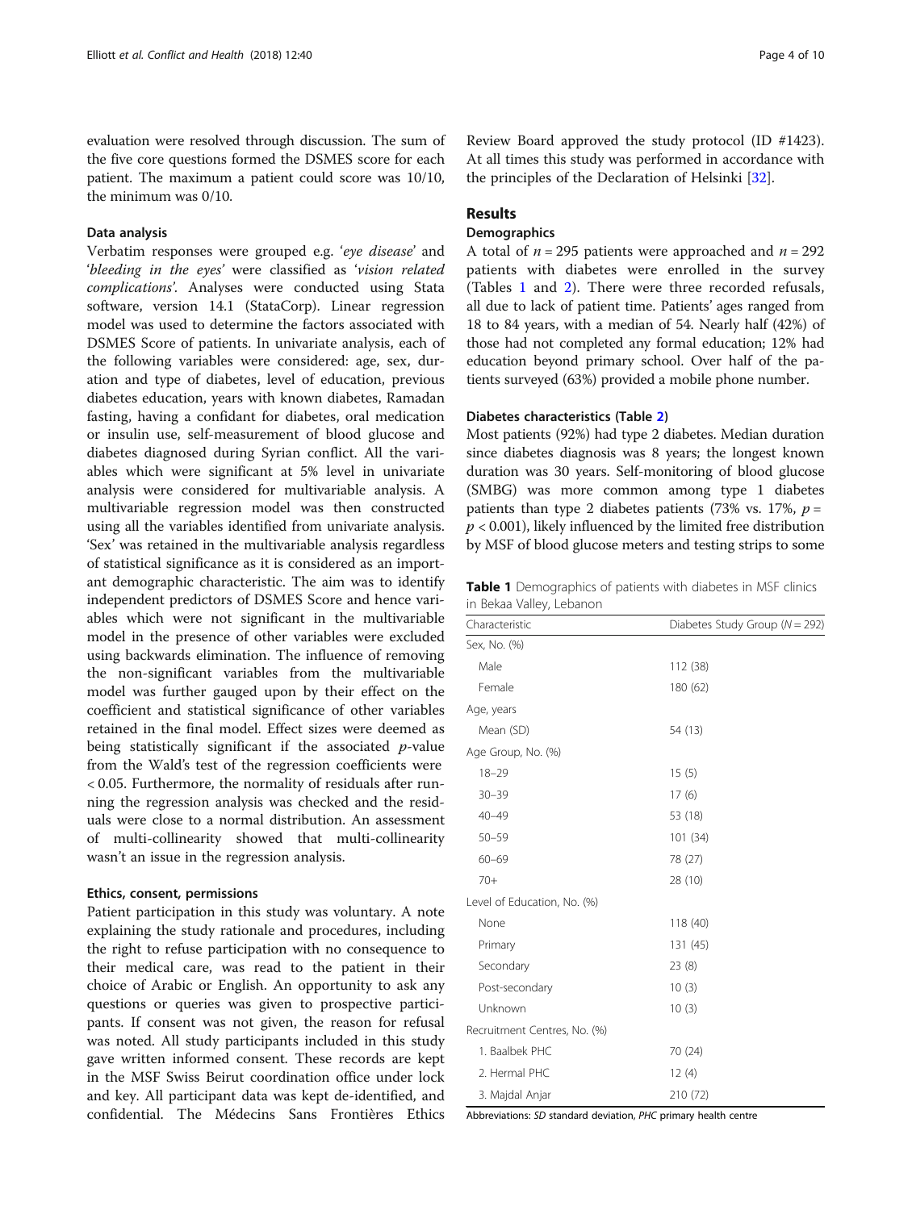evaluation were resolved through discussion. The sum of the five core questions formed the DSMES score for each patient. The maximum a patient could score was 10/10, the minimum was 0/10.

### Data analysis

Verbatim responses were grouped e.g. '*eye disease*' and '*bleeding in the eyes*' were classified as '*vision related complications*'. Analyses were conducted using Stata software, version 14.1 (StataCorp). Linear regression model was used to determine the factors associated with DSMES Score of patients. In univariate analysis, each of the following variables were considered: age, sex, duration and type of diabetes, level of education, previous diabetes education, years with known diabetes, Ramadan fasting, having a confidant for diabetes, oral medication or insulin use, self-measurement of blood glucose and diabetes diagnosed during Syrian conflict. All the variables which were significant at 5% level in univariate analysis were considered for multivariable analysis. A multivariable regression model was then constructed using all the variables identified from univariate analysis. 'Sex' was retained in the multivariable analysis regardless of statistical significance as it is considered as an important demographic characteristic. The aim was to identify independent predictors of DSMES Score and hence variables which were not significant in the multivariable model in the presence of other variables were excluded using backwards elimination. The influence of removing the non-significant variables from the multivariable model was further gauged upon by their effect on the coefficient and statistical significance of other variables retained in the final model. Effect sizes were deemed as being statistically significant if the associated *p*-value from the Wald's test of the regression coefficients were < 0.05. Furthermore, the normality of residuals after running the regression analysis was checked and the residuals were close to a normal distribution. An assessment of multi-collinearity showed that multi-collinearity wasn't an issue in the regression analysis.

### Ethics, consent, permissions

Patient participation in this study was voluntary. A note explaining the study rationale and procedures, including the right to refuse participation with no consequence to their medical care, was read to the patient in their choice of Arabic or English. An opportunity to ask any questions or queries was given to prospective participants. If consent was not given, the reason for refusal was noted. All study participants included in this study gave written informed consent. These records are kept in the MSF Swiss Beirut coordination office under lock and key. All participant data was kept de-identified, and confidential. The Médecins Sans Frontières Ethics Review Board approved the study protocol (ID #1423). At all times this study was performed in accordance with the principles of the Declaration of Helsinki [32].

## Results

### Demographics

A total of $n = 295$ patients were approached and $n = 292$ patients with diabetes were enrolled in the survey (Tables 1 and 2). There were three recorded refusals, all due to lack of patient time. Patients' ages ranged from 18 to 84 years, with a median of 54. Nearly half (42%) of those had not completed any formal education; 12% had education beyond primary school. Over half of the patients surveyed (63%) provided a mobile phone number.

### Diabetes characteristics (Table 2)

Most patients (92%) had type 2 diabetes. Median duration since diabetes diagnosis was 8 years; the longest known duration was 30 years. Self-monitoring of blood glucose (SMBG) was more common among type 1 diabetes patients than type 2 diabetes patients (73% vs. 17%, $p =$ $p < 0.001$), likely influenced by the limited free distribution by MSF of blood glucose meters and testing strips to some

**Table 1** Demographics of patients with diabetes in MSF clinics in Bekaa Valley, Lebanon

| Characteristic | Diabetes Study Group ($N = 292$) |
|---|---|
| Sex, No. (%) | |
| Male | 112 (38) |
| Female | 180 (62) |
| Age, years | |
| Mean (SD) | 54 (13) |
| Age Group, No. (%) | |
| 18–29 | 15 (5) |
| 30–39 | 17 (6) |
| 40–49 | 53 (18) |
| 50–59 | 101 (34) |
| 60–69 | 78 (27) |
| 70+ | 28 (10) |
| Level of Education, No. (%) | |
| None | 118 (40) |
| Primary | 131 (45) |
| Secondary | 23 (8) |
| Post-secondary | 10 (3) |
| Unknown | 10 (3) |
| Recruitment Centres, No. (%) | |
| 1. Baalbek PHC | 70 (24) |
| 2. Hermal PHC | 12 (4) |
| 3. Majdal Anjar | 210 (72) |

Abbreviations: *SD* standard deviation, *PHC* primary health centre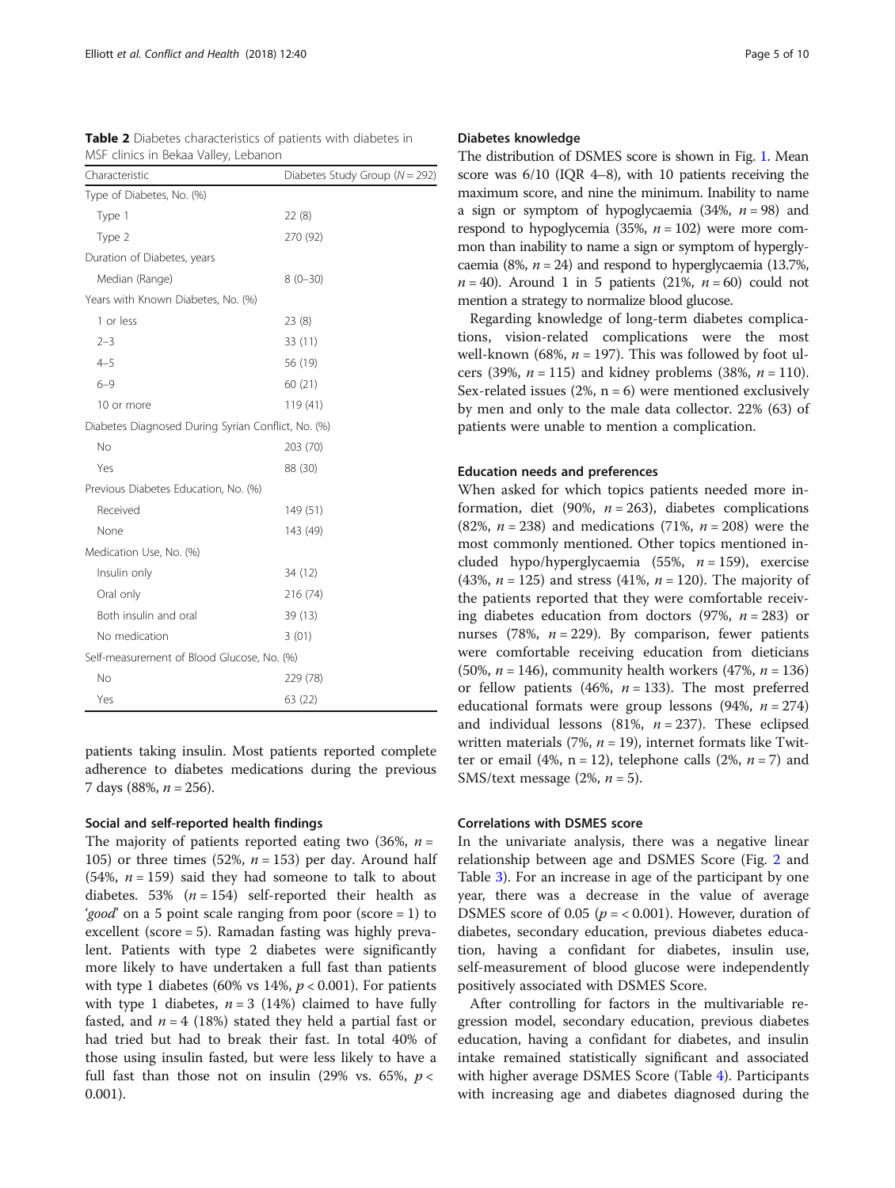**Table 2** Diabetes characteristics of patients with diabetes in MSF clinics in Bekaa Valley, Lebanon

| Characteristic | Diabetes Study Group (N = 292) |
|---|---|
| Type of Diabetes, No. (%) | |
| Type 1 | 22 (8) |
| Type 2 | 270 (92) |
| Duration of Diabetes, years | |
| Median (Range) | 8 (0–30) |
| Years with Known Diabetes, No. (%) | |
| 1 or less | 23 (8) |
| 2–3 | 33 (11) |
| 4–5 | 56 (19) |
| 6–9 | 60 (21) |
| 10 or more | 119 (41) |
| Diabetes Diagnosed During Syrian Conflict, No. (%) | |
| No | 203 (70) |
| Yes | 88 (30) |
| Previous Diabetes Education, No. (%) | |
| Received | 149 (51) |
| None | 143 (49) |
| Medication Use, No. (%) | |
| Insulin only | 34 (12) |
| Oral only | 216 (74) |
| Both insulin and oral | 39 (13) |
| No medication | 3 (01) |
| Self-measurement of Blood Glucose, No. (%) | |
| No | 229 (78) |
| Yes | 63 (22) |

patients taking insulin. Most patients reported complete adherence to diabetes medications during the previous 7 days (88%, $n = 256$).

### Social and self-reported health findings

The majority of patients reported eating two (36%, $n = 105$) or three times (52%, $n = 153$) per day. Around half (54%, $n = 159$) said they had someone to talk to about diabetes. 53% ($n = 154$) self-reported their health as '*good*' on a 5 point scale ranging from poor (score = 1) to excellent (score = 5). Ramadan fasting was highly prevalent. Patients with type 2 diabetes were significantly more likely to have undertaken a full fast than patients with type 1 diabetes (60% vs 14%, $p < 0.001$). For patients with type 1 diabetes, $n = 3$ (14%) claimed to have fully fasted, and $n = 4$ (18%) stated they held a partial fast or had tried but had to break their fast. In total 40% of those using insulin fasted, but were less likely to have a full fast than those not on insulin (29% vs. 65%, $p < 0.001$).

### Diabetes knowledge

The distribution of DSMES score is shown in Fig. 1. Mean score was 6/10 (IQR 4–8), with 10 patients receiving the maximum score, and nine the minimum. Inability to name a sign or symptom of hypoglycaemia (34%, $n = 98$) and respond to hypoglycemia (35%, $n = 102$) were more common than inability to name a sign or symptom of hyperglycaemia (8%, $n = 24$) and respond to hyperglycaemia (13.7%, $n = 40$). Around 1 in 5 patients (21%, $n = 60$) could not mention a strategy to normalize blood glucose.

Regarding knowledge of long-term diabetes complications, vision-related complications were the most well-known (68%, $n = 197$). This was followed by foot ulcers (39%, $n = 115$) and kidney problems (38%, $n = 110$). Sex-related issues (2%, $n = 6$) were mentioned exclusively by men and only to the male data collector. 22% (63) of patients were unable to mention a complication.

### Education needs and preferences

When asked for which topics patients needed more information, diet (90%, $n = 263$), diabetes complications (82%, $n = 238$) and medications (71%, $n = 208$) were the most commonly mentioned. Other topics mentioned included hypo/hyperglycaemia (55%, $n = 159$), exercise (43%, $n = 125$) and stress (41%, $n = 120$). The majority of the patients reported that they were comfortable receiving diabetes education from doctors (97%, $n = 283$) or nurses (78%, $n = 229$). By comparison, fewer patients were comfortable receiving education from dieticians (50%, $n = 146$), community health workers (47%, $n = 136$) or fellow patients (46%, $n = 133$). The most preferred educational formats were group lessons (94%, $n = 274$) and individual lessons (81%, $n = 237$). These eclipsed written materials (7%, $n = 19$), internet formats like Twitter or email (4%, $n = 12$), telephone calls (2%, $n = 7$) and SMS/text message (2%, $n = 5$).

### Correlations with DSMES score

In the univariate analysis, there was a negative linear relationship between age and DSMES Score (Fig. 2 and Table 3). For an increase in age of the participant by one year, there was a decrease in the value of average DSMES score of 0.05 ($p = < 0.001$). However, duration of diabetes, secondary education, previous diabetes education, having a confidant for diabetes, insulin use, self-measurement of blood glucose were independently positively associated with DSMES Score.

After controlling for factors in the multivariable regression model, secondary education, previous diabetes education, having a confidant for diabetes, and insulin intake remained statistically significant and associated with higher average DSMES Score (Table 4). Participants with increasing age and diabetes diagnosed during the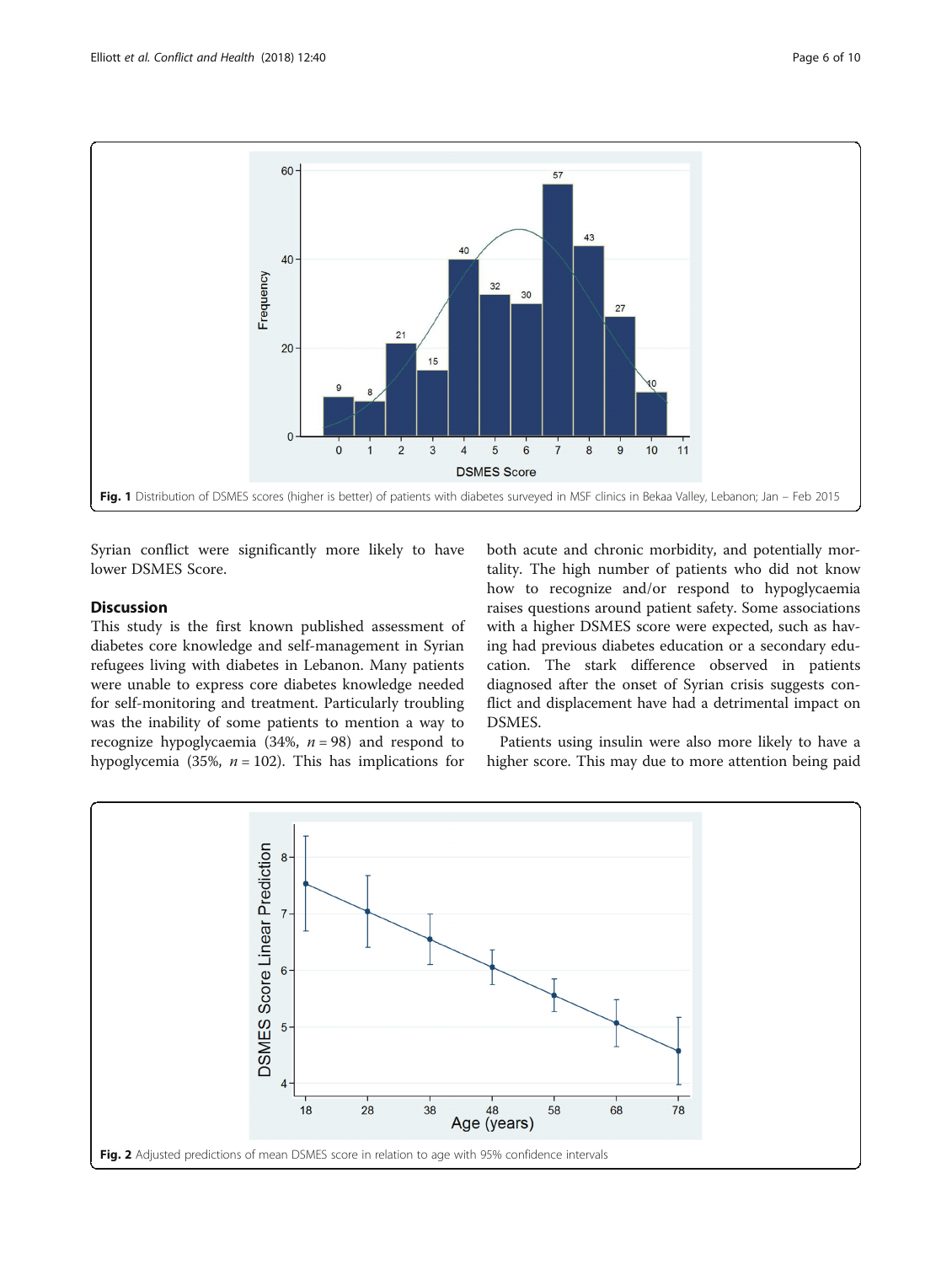Fig. 1 Distribution of DSMES scores (higher is better) of patients with diabetes surveyed in MSF clinics in Bekaa Valley, Lebanon; Jan – Feb 2015

Syrian conflict were significantly more likely to have lower DSMES Score.

## Discussion

This study is the first known published assessment of diabetes core knowledge and self-management in Syrian refugees living with diabetes in Lebanon. Many patients were unable to express core diabetes knowledge needed for self-monitoring and treatment. Particularly troubling was the inability of some patients to mention a way to recognize hypoglycaemia (34%, $n = 98$) and respond to hypoglycemia (35%, $n = 102$). This has implications for both acute and chronic morbidity, and potentially mortality. The high number of patients who did not know how to recognize and/or respond to hypoglycaemia raises questions around patient safety. Some associations with a higher DSMES score were expected, such as having had previous diabetes education or a secondary education. The stark difference observed in patients diagnosed after the onset of Syrian crisis suggests conflict and displacement have had a detrimental impact on DSMES.

Patients using insulin were also more likely to have a higher score. This may due to more attention being paid

Fig. 2 Adjusted predictions of mean DSMES score in relation to age with 95% confidence intervals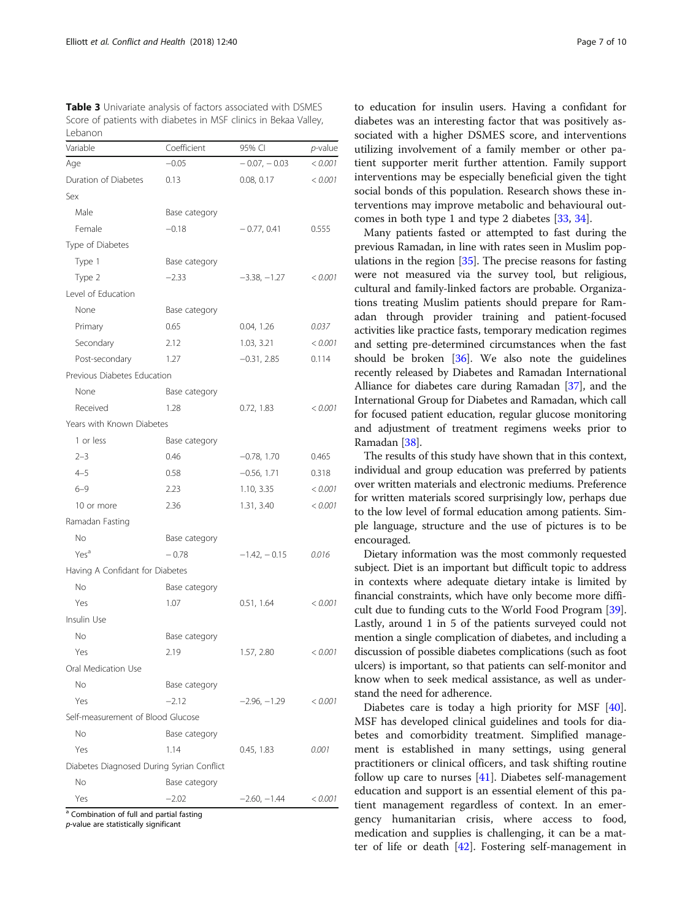**Table 3** Univariate analysis of factors associated with DSMES Score of patients with diabetes in MSF clinics in Bekaa Valley, Lebanon

| Variable | Coefficient | 95% CI | *p*-value |
|---|---|---|---|
| Age | −0.05 | − 0.07, − 0.03 | *< 0.001* |
| Duration of Diabetes | 0.13 | 0.08, 0.17 | *< 0.001* |
| Sex | | | |
| Male | Base category | | |
| Female | −0.18 | − 0.77, 0.41 | 0.555 |
| Type of Diabetes | | | |
| Type 1 | Base category | | |
| Type 2 | −2.33 | −3.38, −1.27 | *< 0.001* |
| Level of Education | | | |
| None | Base category | | |
| Primary | 0.65 | 0.04, 1.26 | *0.037* |
| Secondary | 2.12 | 1.03, 3.21 | *< 0.001* |
| Post-secondary | 1.27 | −0.31, 2.85 | 0.114 |
| Previous Diabetes Education | | | |
| None | Base category | | |
| Received | 1.28 | 0.72, 1.83 | *< 0.001* |
| Years with Known Diabetes | | | |
| 1 or less | Base category | | |
| 2–3 | 0.46 | −0.78, 1.70 | 0.465 |
| 4–5 | 0.58 | −0.56, 1.71 | 0.318 |
| 6–9 | 2.23 | 1.10, 3.35 | *< 0.001* |
| 10 or more | 2.36 | 1.31, 3.40 | *< 0.001* |
| Ramadan Fasting | | | |
| No | Base category | | |
| Yes[a] | − 0.78 | −1.42, − 0.15 | *0.016* |
| Having A Confidant for Diabetes | | | |
| No | Base category | | |
| Yes | 1.07 | 0.51, 1.64 | *< 0.001* |
| Insulin Use | | | |
| No | Base category | | |
| Yes | 2.19 | 1.57, 2.80 | *< 0.001* |
| Oral Medication Use | | | |
| No | Base category | | |
| Yes | −2.12 | −2.96, −1.29 | *< 0.001* |
| Self-measurement of Blood Glucose | | | |
| No | Base category | | |
| Yes | 1.14 | 0.45, 1.83 | *0.001* |
| Diabetes Diagnosed During Syrian Conflict | | | |
| No | Base category | | |
| Yes | −2.02 | −2.60, −1.44 | *< 0.001* |

[a] Combination of full and partial fasting
*p*-value are statistically significant

to education for insulin users. Having a confidant for diabetes was an interesting factor that was positively associated with a higher DSMES score, and interventions utilizing involvement of a family member or other patient supporter merit further attention. Family support interventions may be especially beneficial given the tight social bonds of this population. Research shows these interventions may improve metabolic and behavioural outcomes in both type 1 and type 2 diabetes [33, 34].

Many patients fasted or attempted to fast during the previous Ramadan, in line with rates seen in Muslim populations in the region [35]. The precise reasons for fasting were not measured via the survey tool, but religious, cultural and family-linked factors are probable. Organizations treating Muslim patients should prepare for Ramadan through provider training and patient-focused activities like practice fasts, temporary medication regimes and setting pre-determined circumstances when the fast should be broken [36]. We also note the guidelines recently released by Diabetes and Ramadan International Alliance for diabetes care during Ramadan [37], and the International Group for Diabetes and Ramadan, which call for focused patient education, regular glucose monitoring and adjustment of treatment regimens weeks prior to Ramadan [38].

The results of this study have shown that in this context, individual and group education was preferred by patients over written materials and electronic mediums. Preference for written materials scored surprisingly low, perhaps due to the low level of formal education among patients. Simple language, structure and the use of pictures is to be encouraged.

Dietary information was the most commonly requested subject. Diet is an important but difficult topic to address in contexts where adequate dietary intake is limited by financial constraints, which have only become more difficult due to funding cuts to the World Food Program [39]. Lastly, around 1 in 5 of the patients surveyed could not mention a single complication of diabetes, and including a discussion of possible diabetes complications (such as foot ulcers) is important, so that patients can self-monitor and know when to seek medical assistance, as well as understand the need for adherence.

Diabetes care is today a high priority for MSF [40]. MSF has developed clinical guidelines and tools for diabetes and comorbidity treatment. Simplified management is established in many settings, using general practitioners or clinical officers, and task shifting routine follow up care to nurses [41]. Diabetes self-management education and support is an essential element of this patient management regardless of context. In an emergency humanitarian crisis, where access to food, medication and supplies is challenging, it can be a matter of life or death [42]. Fostering self-management in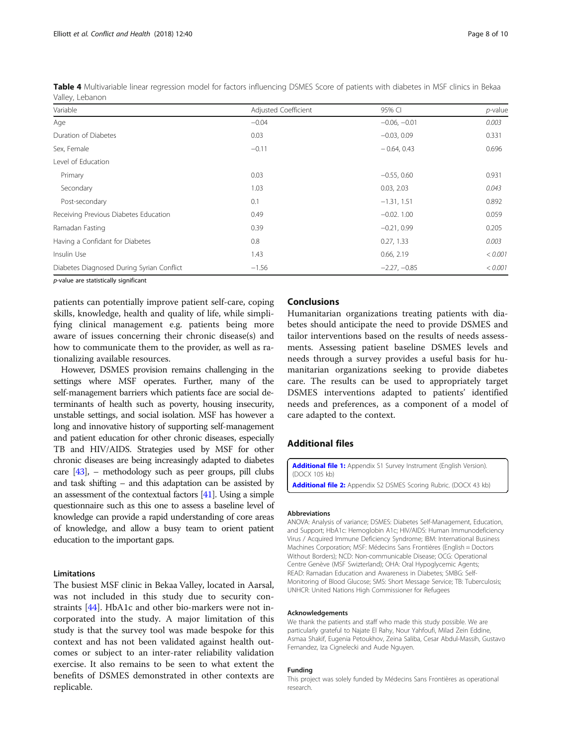**Table 4** Multivariable linear regression model for factors influencing DSMES Score of patients with diabetes in MSF clinics in Bekaa Valley, Lebanon

| Variable | Adjusted Coefficient | 95% CI | *p*-value |
|---|---|---|---|
| Age | −0.04 | −0.06, −0.01 | *0.003* |
| Duration of Diabetes | 0.03 | −0.03, 0.09 | 0.331 |
| Sex, Female | −0.11 | − 0.64, 0.43 | 0.696 |
| Level of Education | | | |
| Primary | 0.03 | −0.55, 0.60 | 0.931 |
| Secondary | 1.03 | 0.03, 2.03 | *0.043* |
| Post-secondary | 0.1 | −1.31, 1.51 | 0.892 |
| Receiving Previous Diabetes Education | 0.49 | −0.02. 1.00 | 0.059 |
| Ramadan Fasting | 0.39 | −0.21, 0.99 | 0.205 |
| Having a Confidant for Diabetes | 0.8 | 0.27, 1.33 | *0.003* |
| Insulin Use | 1.43 | 0.66, 2.19 | *< 0.001* |
| Diabetes Diagnosed During Syrian Conflict | −1.56 | −2.27, −0.85 | *< 0.001* |

*p*-value are statistically significant

patients can potentially improve patient self-care, coping skills, knowledge, health and quality of life, while simplifying clinical management e.g. patients being more aware of issues concerning their chronic disease(s) and how to communicate them to the provider, as well as rationalizing available resources.

However, DSMES provision remains challenging in the settings where MSF operates. Further, many of the self-management barriers which patients face are social determinants of health such as poverty, housing insecurity, unstable settings, and social isolation. MSF has however a long and innovative history of supporting self-management and patient education for other chronic diseases, especially TB and HIV/AIDS. Strategies used by MSF for other chronic diseases are being increasingly adapted to diabetes care [43], – methodology such as peer groups, pill clubs and task shifting – and this adaptation can be assisted by an assessment of the contextual factors [41]. Using a simple questionnaire such as this one to assess a baseline level of knowledge can provide a rapid understanding of core areas of knowledge, and allow a busy team to orient patient education to the important gaps.

### Limitations

The busiest MSF clinic in Bekaa Valley, located in Aarsal, was not included in this study due to security constraints [44]. HbA1c and other bio-markers were not incorporated into the study. A major limitation of this study is that the survey tool was made bespoke for this context and has not been validated against health outcomes or subject to an inter-rater reliability validation exercise. It also remains to be seen to what extent the benefits of DSMES demonstrated in other contexts are replicable.

## Conclusions

Humanitarian organizations treating patients with diabetes should anticipate the need to provide DSMES and tailor interventions based on the results of needs assessments. Assessing patient baseline DSMES levels and needs through a survey provides a useful basis for humanitarian organizations seeking to provide diabetes care. The results can be used to appropriately target DSMES interventions adapted to patients' identified needs and preferences, as a component of a model of care adapted to the context.

## Additional files

**Additional file 1:** Appendix S1 Survey Instrument (English Version). (DOCX 105 kb)

**Additional file 2:** Appendix S2 DSMES Scoring Rubric. (DOCX 43 kb)

#### Abbreviations

ANOVA: Analysis of variance; DSMES: Diabetes Self-Management, Education, and Support; HbA1c: Hemoglobin A1c; HIV/AIDS: Human Immunodeficiency Virus / Acquired Immune Deficiency Syndrome; IBM: International Business Machines Corporation; MSF: Médecins Sans Frontières (English = Doctors Without Borders); NCD: Non-communicable Disease; OCG: Operational Centre Genève (MSF Switzerland); OHA: Oral Hypoglycemic Agents; READ: Ramadan Education and Awareness in Diabetes; SMBG: Self-Monitoring of Blood Glucose; SMS: Short Message Service; TB: Tuberculosis; UNHCR: United Nations High Commissioner for Refugees

#### Acknowledgements

We thank the patients and staff who made this study possible. We are particularly grateful to Najate El Rahy, Nour Yahfoufi, Milad Zein Eddine, Asmaa Shakif, Eugenia Petoukhov, Zeina Saliba, Cesar Abdul-Massih, Gustavo Fernandez, Iza Cignelecki and Aude Nguyen.

#### Funding

This project was solely funded by Médecins Sans Frontières as operational research.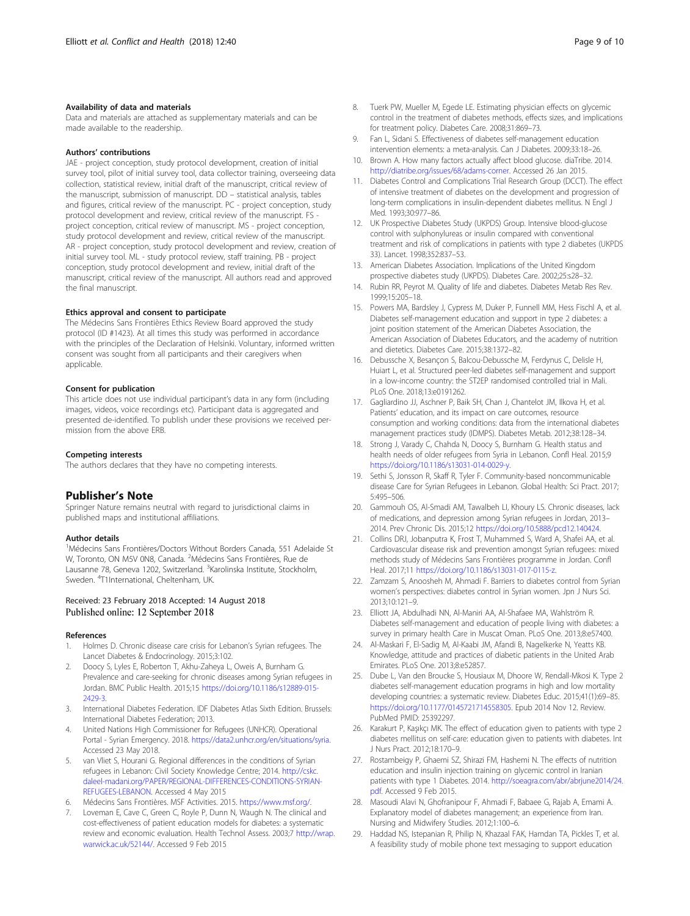### Availability of data and materials

Data and materials are attached as supplementary materials and can be made available to the readership.

### Authors' contributions

JAE - project conception, study protocol development, creation of initial survey tool, pilot of initial survey tool, data collector training, overseeing data collection, statistical review, initial draft of the manuscript, critical review of the manuscript, submission of manuscript. DD – statistical analysis, tables and figures, critical review of the manuscript. PC - project conception, study protocol development and review, critical review of the manuscript. FS - project conception, critical review of manuscript. MS - project conception, study protocol development and review, critical review of the manuscript. AR - project conception, study protocol development and review, creation of initial survey tool. ML - study protocol review, staff training. PB - project conception, study protocol development and review, initial draft of the manuscript, critical review of the manuscript. All authors read and approved the final manuscript.

### Ethics approval and consent to participate

The Médecins Sans Frontières Ethics Review Board approved the study protocol (ID #1423). At all times this study was performed in accordance with the principles of the Declaration of Helsinki. Voluntary, informed written consent was sought from all participants and their caregivers when applicable.

### Consent for publication

This article does not use individual participant's data in any form (including images, videos, voice recordings etc). Participant data is aggregated and presented de-identified. To publish under these provisions we received permission from the above ERB.

### Competing interests

The authors declares that they have no competing interests.

## Publisher's Note

Springer Nature remains neutral with regard to jurisdictional claims in published maps and institutional affiliations.

### Author details

[1]Médecins Sans Frontières/Doctors Without Borders Canada, 551 Adelaide St W, Toronto, ON M5V 0N8, Canada. [2]Médecins Sans Frontières, Rue de Lausanne 78, Geneva 1202, Switzerland. [3]Karolinska Institute, Stockholm, Sweden. [4]T1International, Cheltenham, UK.

Received: 23 February 2018 Accepted: 14 August 2018
Published online: 12 September 2018

### References

1. Holmes D. Chronic disease care crisis for Lebanon's Syrian refugees. The Lancet Diabetes & Endocrinology. 2015;3:102.
2. Doocy S, Lyles E, Roberton T, Akhu-Zaheya L, Oweis A, Burnham G. Prevalence and care-seeking for chronic diseases among Syrian refugees in Jordan. BMC Public Health. 2015;15 https://doi.org/10.1186/s12889-015-2429-3.
3. International Diabetes Federation. IDF Diabetes Atlas Sixth Edition. Brussels: International Diabetes Federation; 2013.
4. United Nations High Commissioner for Refugees (UNHCR). Operational Portal - Syrian Emergency. 2018. https://data2.unhcr.org/en/situations/syria. Accessed 23 May 2018.
5. van Vliet S, Hourani G. Regional differences in the conditions of Syrian refugees in Lebanon: Civil Society Knowledge Centre; 2014. http://cskc.daleel-madani.org/PAPER/REGIONAL-DIFFERENCES-CONDITIONS-SYRIAN-REFUGEES-LEBANON. Accessed 4 May 2015
6. Médecins Sans Frontières. MSF Activities. 2015. https://www.msf.org/.
7. Loveman E, Cave C, Green C, Royle P, Dunn N, Waugh N. The clinical and cost-effectiveness of patient education models for diabetes: a systematic review and economic evaluation. Health Technol Assess. 2003;7 http://wrap.warwick.ac.uk/52144/. Accessed 9 Feb 2015
8. Tuerk PW, Mueller M, Egede LE. Estimating physician effects on glycemic control in the treatment of diabetes methods, effects sizes, and implications for treatment policy. Diabetes Care. 2008;31:869–73.
9. Fan L, Sidani S. Effectiveness of diabetes self-management education intervention elements: a meta-analysis. Can J Diabetes. 2009;33:18–26.
10. Brown A. How many factors actually affect blood glucose. diaTribe. 2014. http://diatribe.org/issues/68/adams-corner. Accessed 26 Jan 2015.
11. Diabetes Control and Complications Trial Research Group (DCCT). The effect of intensive treatment of diabetes on the development and progression of long-term complications in insulin-dependent diabetes mellitus. N Engl J Med. 1993;30:977–86.
12. UK Prospective Diabetes Study (UKPDS) Group. Intensive blood-glucose control with sulphonylureas or insulin compared with conventional treatment and risk of complications in patients with type 2 diabetes (UKPDS 33). Lancet. 1998;352:837–53.
13. American Diabetes Association. Implications of the United Kingdom prospective diabetes study (UKPDS). Diabetes Care. 2002;25:s28–32.
14. Rubin RR, Peyrot M. Quality of life and diabetes. Diabetes Metab Res Rev. 1999;15:205–18.
15. Powers MA, Bardsley J, Cypress M, Duker P, Funnell MM, Hess Fischl A, et al. Diabetes self-management education and support in type 2 diabetes: a joint position statement of the American Diabetes Association, the American Association of Diabetes Educators, and the academy of nutrition and dietetics. Diabetes Care. 2015;38:1372–82.
16. Debussche X, Besançon S, Balcou-Debussche M, Ferdynus C, Delisle H, Huiart L, et al. Structured peer-led diabetes self-management and support in a low-income country: the ST2EP randomised controlled trial in Mali. PLoS One. 2018;13:e0191262.
17. Gagliardino JJ, Aschner P, Baik SH, Chan J, Chantelot JM, Ilkova H, et al. Patients' education, and its impact on care outcomes, resource consumption and working conditions: data from the international diabetes management practices study (IDMPS). Diabetes Metab. 2012;38:128–34.
18. Strong J, Varady C, Chahda N, Doocy S, Burnham G. Health status and health needs of older refugees from Syria in Lebanon. Confl Heal. 2015;9 https://doi.org/10.1186/s13031-014-0029-y.
19. Sethi S, Jonsson R, Skaff R, Tyler F. Community-based noncommunicable disease Care for Syrian Refugees in Lebanon. Global Health: Sci Pract. 2017; 5:495–506.
20. Gammouh OS, Al-Smadi AM, Tawalbeh LI, Khoury LS. Chronic diseases, lack of medications, and depression among Syrian refugees in Jordan, 2013–2014. Prev Chronic Dis. 2015;12 https://doi.org/10.5888/pcd12.140424.
21. Collins DRJ, Jobanputra K, Frost T, Muhammed S, Ward A, Shafei AA, et al. Cardiovascular disease risk and prevention amongst Syrian refugees: mixed methods study of Médecins Sans Frontières programme in Jordan. Confl Heal. 2017;11 https://doi.org/10.1186/s13031-017-0115-z.
22. Zamzam S, Anoosheh M, Ahmadi F. Barriers to diabetes control from Syrian women's perspectives: diabetes control in Syrian women. Jpn J Nurs Sci. 2013;10:121–9.
23. Elliott JA, Abdulhadi NN, Al-Maniri AA, Al-Shafaee MA, Wahlström R. Diabetes self-management and education of people living with diabetes: a survey in primary health Care in Muscat Oman. PLoS One. 2013;8:e57400.
24. Al-Maskari F, El-Sadig M, Al-Kaabi JM, Afandi B, Nagelkerke N, Yeatts KB. Knowledge, attitude and practices of diabetic patients in the United Arab Emirates. PLoS One. 2013;8:e52857.
25. Dube L, Van den Broucke S, Housiaux M, Dhoore W, Rendall-Mkosi K. Type 2 diabetes self-management education programs in high and low mortality developing countries: a systematic review. Diabetes Educ. 2015;41(1):69–85. https://doi.org/10.1177/0145721714558305. Epub 2014 Nov 12. Review. PubMed PMID: 25392297.
26. Karakurt P, Kaşıkçı MK. The effect of education given to patients with type 2 diabetes mellitus on self-care: education given to patients with diabetes. Int J Nurs Pract. 2012;18:170–9.
27. Rostambeigy P, Ghaemi SZ, Shirazi FM, Hashemi N. The effects of nutrition education and insulin injection training on glycemic control in Iranian patients with type 1 Diabetes. 2014. http://soeagra.com/abr/abrjune2014/24.pdf. Accessed 9 Feb 2015.
28. Masoudi Alavi N, Ghofranipour F, Ahmadi F, Babaee G, Rajab A, Emami A. Explanatory model of diabetes management; an experience from Iran. Nursing and Midwifery Studies. 2012;1:100–6.
29. Haddad NS, Istepanian R, Philip N, Khazaal FAK, Hamdan TA, Pickles T, et al. A feasibility study of mobile phone text messaging to support education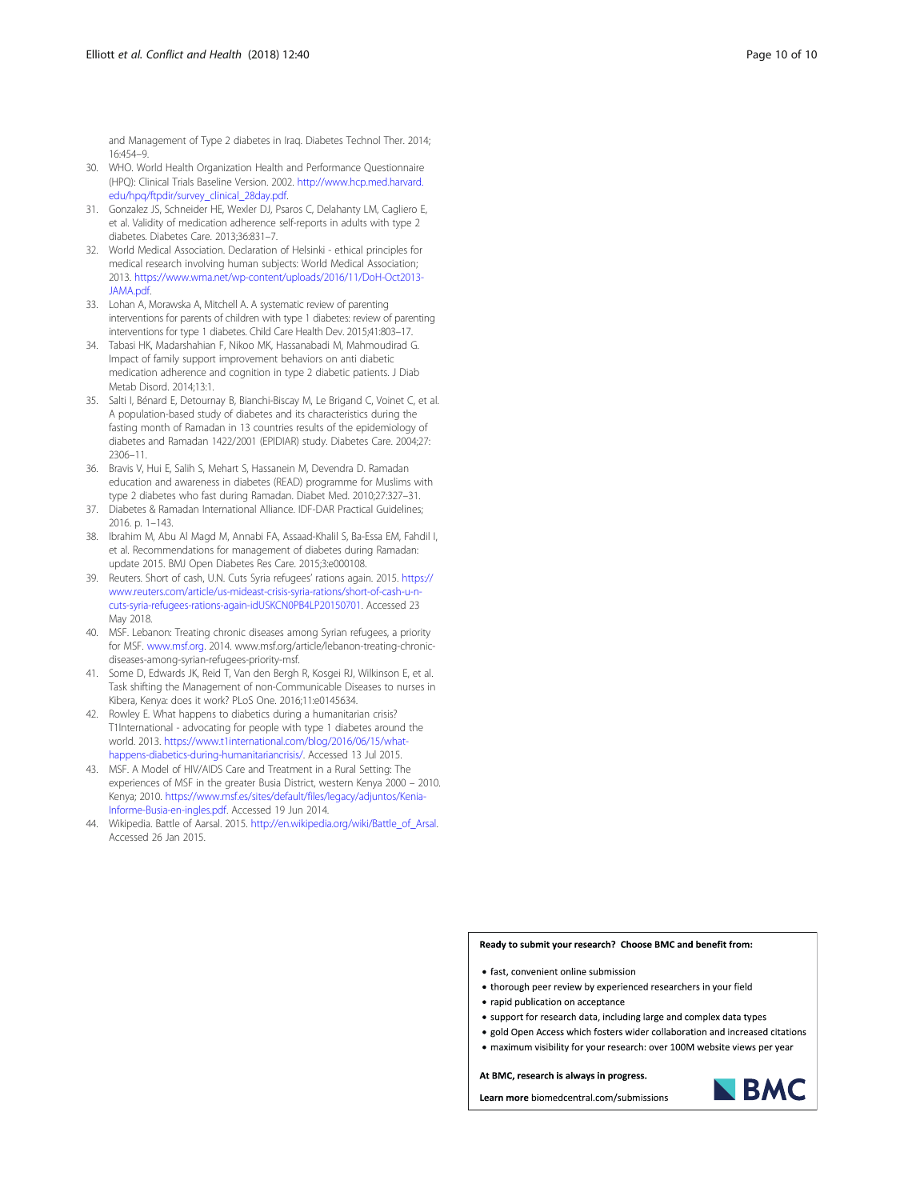and Management of Type 2 diabetes in Iraq. Diabetes Technol Ther. 2014; 16:454–9.

30. WHO. World Health Organization Health and Performance Questionnaire (HPQ): Clinical Trials Baseline Version. 2002. http://www.hcp.med.harvard.edu/hpq/ftpdir/survey_clinical_28day.pdf.
31. Gonzalez JS, Schneider HE, Wexler DJ, Psaros C, Delahanty LM, Cagliero E, et al. Validity of medication adherence self-reports in adults with type 2 diabetes. Diabetes Care. 2013;36:831–7.
32. World Medical Association. Declaration of Helsinki - ethical principles for medical research involving human subjects: World Medical Association; 2013. https://www.wma.net/wp-content/uploads/2016/11/DoH-Oct2013-JAMA.pdf.
33. Lohan A, Morawska A, Mitchell A. A systematic review of parenting interventions for parents of children with type 1 diabetes: review of parenting interventions for type 1 diabetes. Child Care Health Dev. 2015;41:803–17.
34. Tabasi HK, Madarshahian F, Nikoo MK, Hassanabadi M, Mahmoudirad G. Impact of family support improvement behaviors on anti diabetic medication adherence and cognition in type 2 diabetic patients. J Diab Metab Disord. 2014;13:1.
35. Salti I, Bénard E, Detournay B, Bianchi-Biscay M, Le Brigand C, Voinet C, et al. A population-based study of diabetes and its characteristics during the fasting month of Ramadan in 13 countries results of the epidemiology of diabetes and Ramadan 1422/2001 (EPIDIAR) study. Diabetes Care. 2004;27: 2306–11.
36. Bravis V, Hui E, Salih S, Mehart S, Hassanein M, Devendra D. Ramadan education and awareness in diabetes (READ) programme for Muslims with type 2 diabetes who fast during Ramadan. Diabet Med. 2010;27:327–31.
37. Diabetes & Ramadan International Alliance. IDF-DAR Practical Guidelines; 2016. p. 1–143.
38. Ibrahim M, Abu Al Magd M, Annabi FA, Assaad-Khalil S, Ba-Essa EM, Fahdil I, et al. Recommendations for management of diabetes during Ramadan: update 2015. BMJ Open Diabetes Res Care. 2015;3:e000108.
39. Reuters. Short of cash, U.N. Cuts Syria refugees' rations again. 2015. https://www.reuters.com/article/us-mideast-crisis-syria-rations/short-of-cash-u-n-cuts-syria-refugees-rations-again-idUSKCN0PB4LP20150701. Accessed 23 May 2018.
40. MSF. Lebanon: Treating chronic diseases among Syrian refugees, a priority for MSF. www.msf.org. 2014. www.msf.org/article/lebanon-treating-chronic-diseases-among-syrian-refugees-priority-msf.
41. Some D, Edwards JK, Reid T, Van den Bergh R, Kosgei RJ, Wilkinson E, et al. Task shifting the Management of non-Communicable Diseases to nurses in Kibera, Kenya: does it work? PLoS One. 2016;11:e0145634.
42. Rowley E. What happens to diabetics during a humanitarian crisis? T1International - advocating for people with type 1 diabetes around the world. 2013. https://www.t1international.com/blog/2016/06/15/what-happens-diabetics-during-humanitariancrisis/. Accessed 13 Jul 2015.
43. MSF. A Model of HIV/AIDS Care and Treatment in a Rural Setting: The experiences of MSF in the greater Busia District, western Kenya 2000 – 2010. Kenya; 2010. https://www.msf.es/sites/default/files/legacy/adjuntos/Kenia-Informe-Busia-en-ingles.pdf. Accessed 19 Jun 2014.
44. Wikipedia. Battle of Aarsal. 2015. http://en.wikipedia.org/wiki/Battle_of_Arsal. Accessed 26 Jan 2015.

**Ready to submit your research? Choose BMC and benefit from:**

- fast, convenient online submission
- thorough peer review by experienced researchers in your field
- rapid publication on acceptance
- support for research data, including large and complex data types
- gold Open Access which fosters wider collaboration and increased citations
- maximum visibility for your research: over 100M website views per year

**At BMC, research is always in progress.**

**Learn more** biomedcentral.com/submissions

BMC